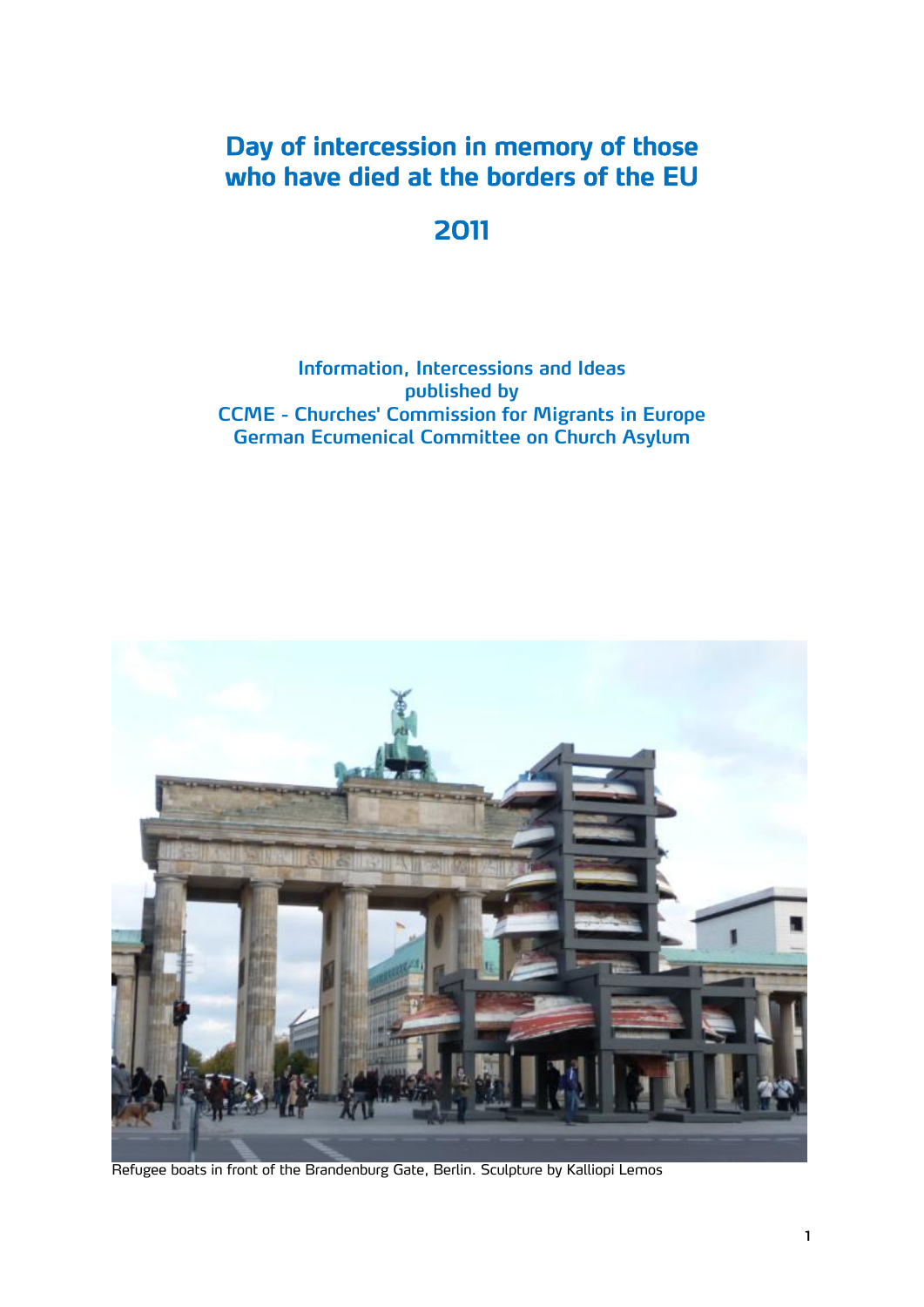# Day of intercession in memory of those who have died at the borders of the EU

## 2011

**Information, Intercessions and Ideas**
**published by**
**CCME - Churches' Commission for Migrants in Europe**
**German Ecumenical Committee on Church Asylum**

Refugee boats in front of the Brandenburg Gate, Berlin. Sculpture by Kalliopi Lemos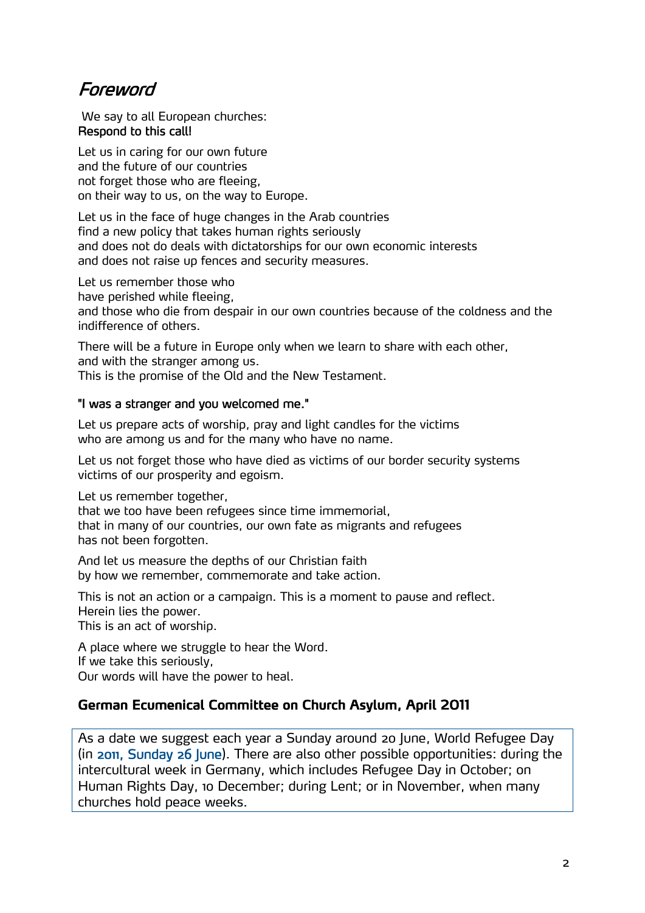# *Foreword*

We say to all European churches:
**Respond to this call!**

Let us in caring for our own future
and the future of our countries
not forget those who are fleeing,
on their way to us, on the way to Europe.

Let us in the face of huge changes in the Arab countries
find a new policy that takes human rights seriously
and does not do deals with dictatorships for our own economic interests
and does not raise up fences and security measures.

Let us remember those who
have perished while fleeing,
and those who die from despair in our own countries because of the coldness and the indifference of others.

There will be a future in Europe only when we learn to share with each other,
and with the stranger among us.
This is the promise of the Old and the New Testament.

**"I was a stranger and you welcomed me."**

Let us prepare acts of worship, pray and light candles for the victims
who are among us and for the many who have no name.

Let us not forget those who have died as victims of our border security systems
victims of our prosperity and egoism.

Let us remember together,
that we too have been refugees since time immemorial,
that in many of our countries, our own fate as migrants and refugees
has not been forgotten.

And let us measure the depths of our Christian faith
by how we remember, commemorate and take action.

This is not an action or a campaign. This is a moment to pause and reflect.
Herein lies the power.
This is an act of worship.

A place where we struggle to hear the Word.
If we take this seriously,
Our words will have the power to heal.

**German Ecumenical Committee on Church Asylum, April 2011**

As a date we suggest each year a Sunday around 20 June, World Refugee Day (in 2011, Sunday 26 June). There are also other possible opportunities: during the intercultural week in Germany, which includes Refugee Day in October; on Human Rights Day, 10 December; during Lent; or in November, when many churches hold peace weeks.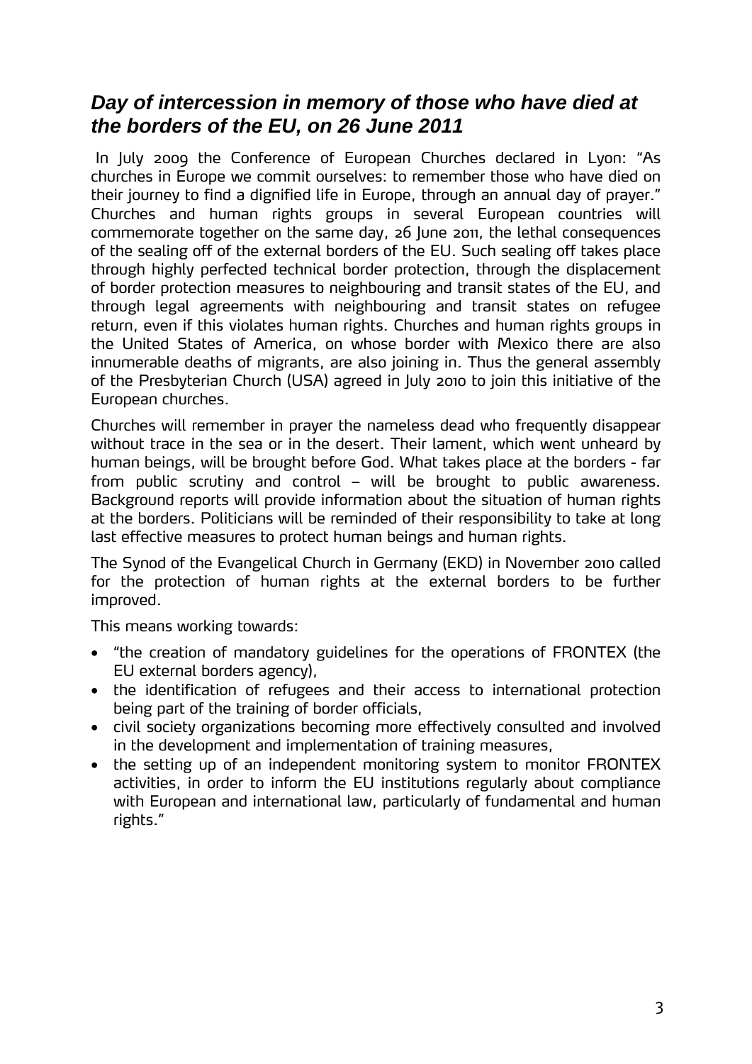## *Day of intercession in memory of those who have died at the borders of the EU, on 26 June 2011*

In July 2009 the Conference of European Churches declared in Lyon: "As churches in Europe we commit ourselves: to remember those who have died on their journey to find a dignified life in Europe, through an annual day of prayer." Churches and human rights groups in several European countries will commemorate together on the same day, 26 June 2011, the lethal consequences of the sealing off of the external borders of the EU. Such sealing off takes place through highly perfected technical border protection, through the displacement of border protection measures to neighbouring and transit states of the EU, and through legal agreements with neighbouring and transit states on refugee return, even if this violates human rights. Churches and human rights groups in the United States of America, on whose border with Mexico there are also innumerable deaths of migrants, are also joining in. Thus the general assembly of the Presbyterian Church (USA) agreed in July 2010 to join this initiative of the European churches.

Churches will remember in prayer the nameless dead who frequently disappear without trace in the sea or in the desert. Their lament, which went unheard by human beings, will be brought before God. What takes place at the borders - far from public scrutiny and control – will be brought to public awareness. Background reports will provide information about the situation of human rights at the borders. Politicians will be reminded of their responsibility to take at long last effective measures to protect human beings and human rights.

The Synod of the Evangelical Church in Germany (EKD) in November 2010 called for the protection of human rights at the external borders to be further improved.

This means working towards:

- "the creation of mandatory guidelines for the operations of FRONTEX (the EU external borders agency),
- the identification of refugees and their access to international protection being part of the training of border officials,
- civil society organizations becoming more effectively consulted and involved in the development and implementation of training measures,
- the setting up of an independent monitoring system to monitor FRONTEX activities, in order to inform the EU institutions regularly about compliance with European and international law, particularly of fundamental and human rights."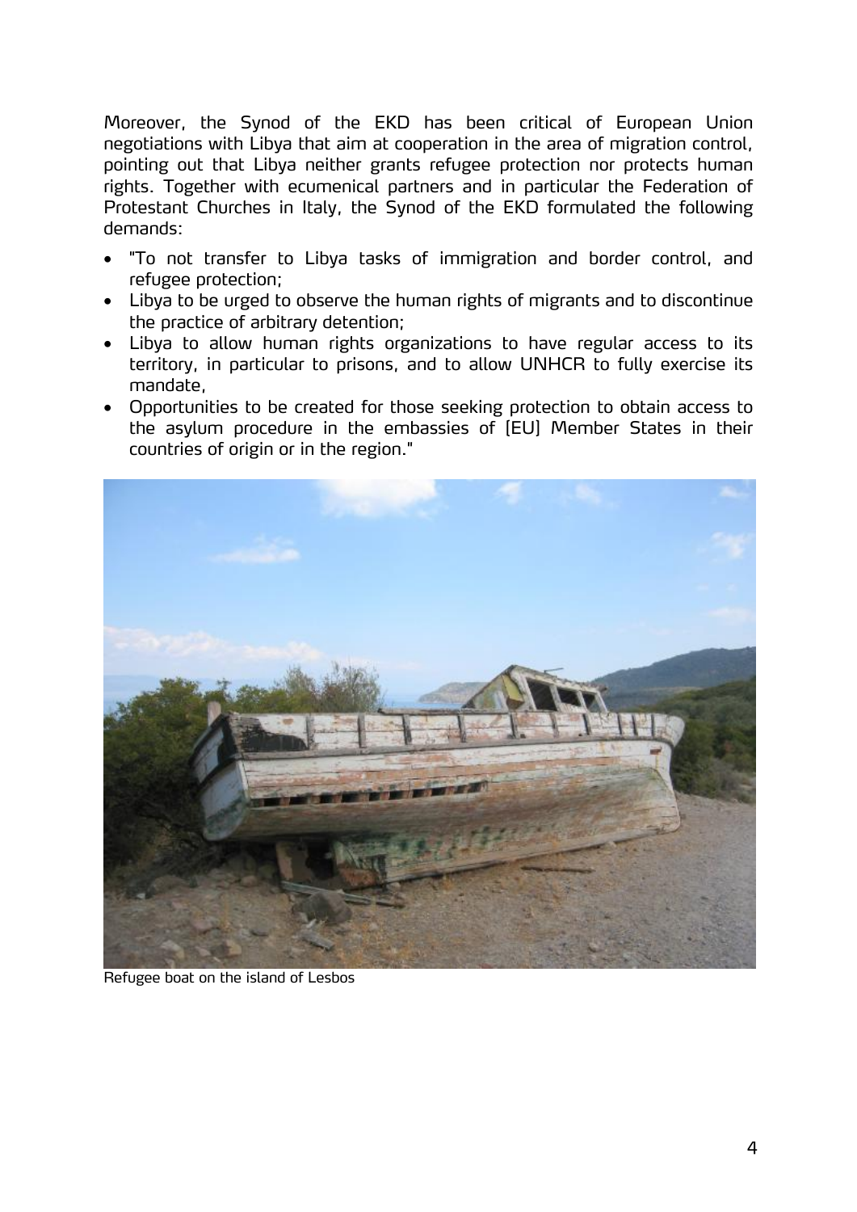Moreover, the Synod of the EKD has been critical of European Union negotiations with Libya that aim at cooperation in the area of migration control, pointing out that Libya neither grants refugee protection nor protects human rights. Together with ecumenical partners and in particular the Federation of Protestant Churches in Italy, the Synod of the EKD formulated the following demands:

- "To not transfer to Libya tasks of immigration and border control, and refugee protection;
- Libya to be urged to observe the human rights of migrants and to discontinue the practice of arbitrary detention;
- Libya to allow human rights organizations to have regular access to its territory, in particular to prisons, and to allow UNHCR to fully exercise its mandate,
- Opportunities to be created for those seeking protection to obtain access to the asylum procedure in the embassies of [EU] Member States in their countries of origin or in the region."

Refugee boat on the island of Lesbos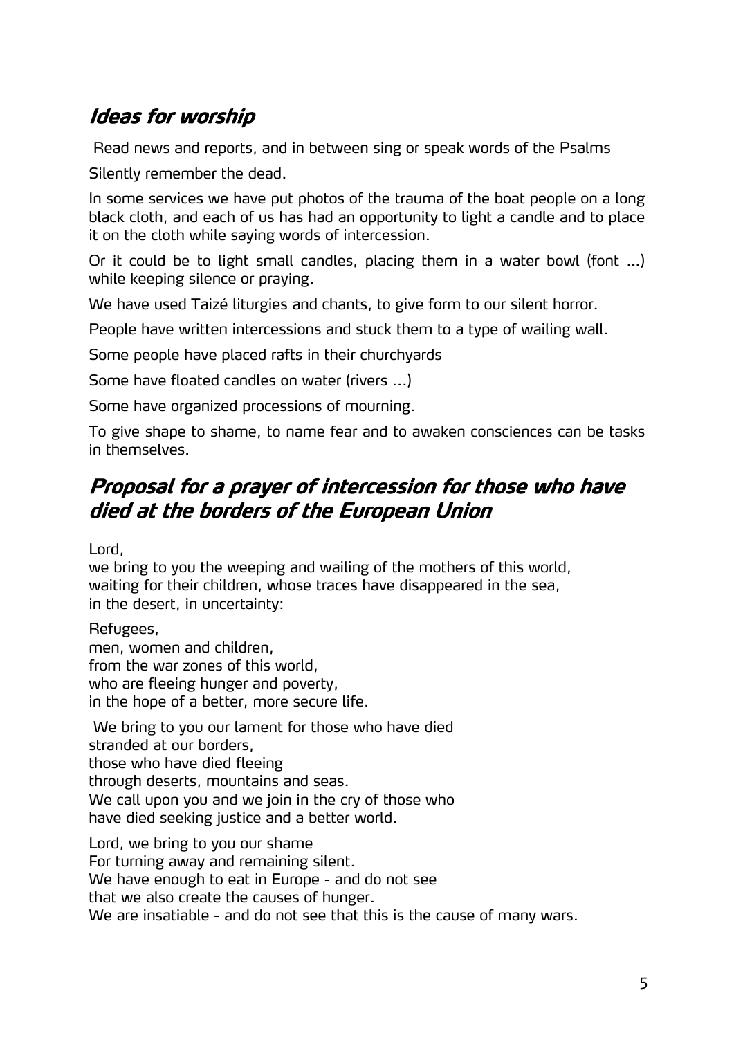## *Ideas for worship*

Read news and reports, and in between sing or speak words of the Psalms

Silently remember the dead.

In some services we have put photos of the trauma of the boat people on a long black cloth, and each of us has had an opportunity to light a candle and to place it on the cloth while saying words of intercession.

Or it could be to light small candles, placing them in a water bowl (font ...) while keeping silence or praying.

We have used Taizé liturgies and chants, to give form to our silent horror.

People have written intercessions and stuck them to a type of wailing wall.

Some people have placed rafts in their churchyards

Some have floated candles on water (rivers ...)

Some have organized processions of mourning.

To give shape to shame, to name fear and to awaken consciences can be tasks in themselves.

## *Proposal for a prayer of intercession for those who have died at the borders of the European Union*

Lord,
we bring to you the weeping and wailing of the mothers of this world,
waiting for their children, whose traces have disappeared in the sea,
in the desert, in uncertainty:

Refugees,
men, women and children,
from the war zones of this world,
who are fleeing hunger and poverty,
in the hope of a better, more secure life.

We bring to you our lament for those who have died
stranded at our borders,
those who have died fleeing
through deserts, mountains and seas.
We call upon you and we join in the cry of those who
have died seeking justice and a better world.

Lord, we bring to you our shame
For turning away and remaining silent.
We have enough to eat in Europe - and do not see
that we also create the causes of hunger.
We are insatiable - and do not see that this is the cause of many wars.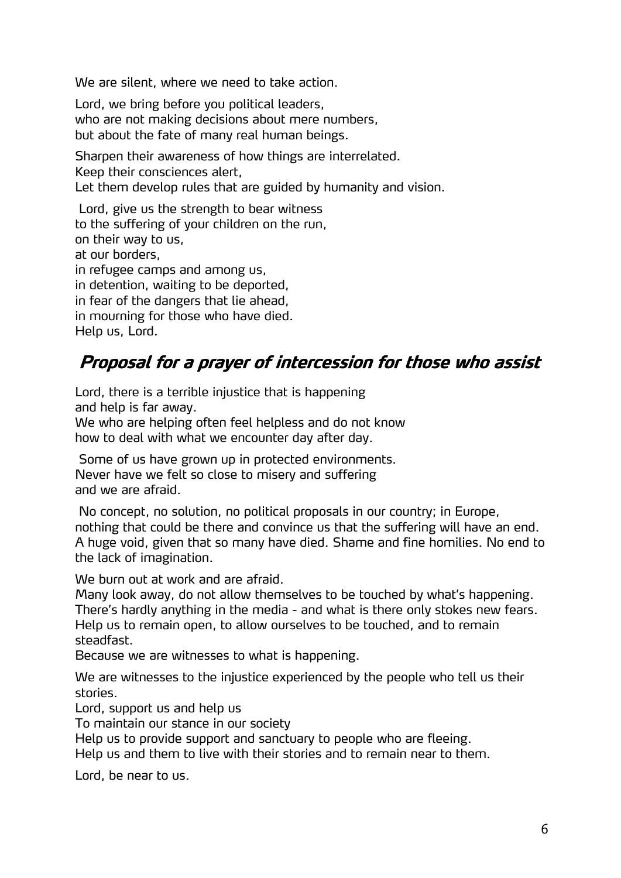We are silent, where we need to take action.

Lord, we bring before you political leaders,
who are not making decisions about mere numbers,
but about the fate of many real human beings.

Sharpen their awareness of how things are interrelated.
Keep their consciences alert,
Let them develop rules that are guided by humanity and vision.

Lord, give us the strength to bear witness
to the suffering of your children on the run,
on their way to us,
at our borders,
in refugee camps and among us,
in detention, waiting to be deported,
in fear of the dangers that lie ahead,
in mourning for those who have died.
Help us, Lord.

## *Proposal for a prayer of intercession for those who assist*

Lord, there is a terrible injustice that is happening
and help is far away.
We who are helping often feel helpless and do not know
how to deal with what we encounter day after day.

Some of us have grown up in protected environments.
Never have we felt so close to misery and suffering
and we are afraid.

No concept, no solution, no political proposals in our country; in Europe, nothing that could be there and convince us that the suffering will have an end. A huge void, given that so many have died. Shame and fine homilies. No end to the lack of imagination.

We burn out at work and are afraid.
Many look away, do not allow themselves to be touched by what's happening.
There's hardly anything in the media - and what is there only stokes new fears.
Help us to remain open, to allow ourselves to be touched, and to remain steadfast.
Because we are witnesses to what is happening.

We are witnesses to the injustice experienced by the people who tell us their stories.
Lord, support us and help us
To maintain our stance in our society
Help us to provide support and sanctuary to people who are fleeing.
Help us and them to live with their stories and to remain near to them.

Lord, be near to us.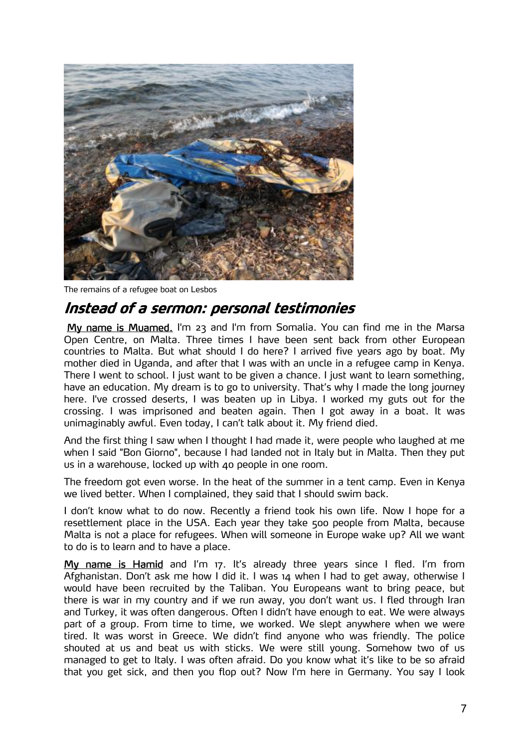The remains of a refugee boat on Lesbos

## *Instead of a sermon: personal testimonies*

**My name is Muamed.** I'm 23 and I'm from Somalia. You can find me in the Marsa Open Centre, on Malta. Three times I have been sent back from other European countries to Malta. But what should I do here? I arrived five years ago by boat. My mother died in Uganda, and after that I was with an uncle in a refugee camp in Kenya. There I went to school. I just want to be given a chance. I just want to learn something, have an education. My dream is to go to university. That's why I made the long journey here. I've crossed deserts, I was beaten up in Libya. I worked my guts out for the crossing. I was imprisoned and beaten again. Then I got away in a boat. It was unimaginably awful. Even today, I can't talk about it. My friend died.

And the first thing I saw when I thought I had made it, were people who laughed at me when I said "Bon Giorno", because I had landed not in Italy but in Malta. Then they put us in a warehouse, locked up with 40 people in one room.

The freedom got even worse. In the heat of the summer in a tent camp. Even in Kenya we lived better. When I complained, they said that I should swim back.

I don't know what to do now. Recently a friend took his own life. Now I hope for a resettlement place in the USA. Each year they take 500 people from Malta, because Malta is not a place for refugees. When will someone in Europe wake up? All we want to do is to learn and to have a place.

**My name is Hamid** and I'm 17. It's already three years since I fled. I'm from Afghanistan. Don't ask me how I did it. I was 14 when I had to get away, otherwise I would have been recruited by the Taliban. You Europeans want to bring peace, but there is war in my country and if we run away, you don't want us. I fled through Iran and Turkey, it was often dangerous. Often I didn't have enough to eat. We were always part of a group. From time to time, we worked. We slept anywhere when we were tired. It was worst in Greece. We didn't find anyone who was friendly. The police shouted at us and beat us with sticks. We were still young. Somehow two of us managed to get to Italy. I was often afraid. Do you know what it's like to be so afraid that you get sick, and then you flop out? Now I'm here in Germany. You say I look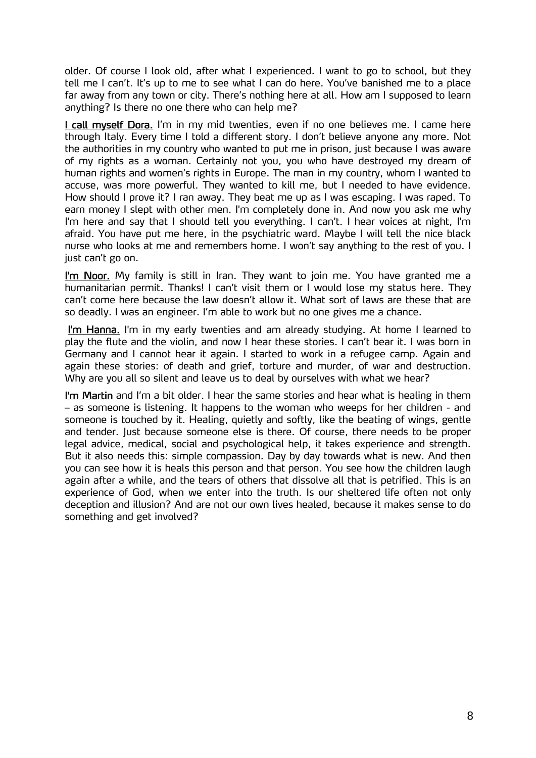older. Of course I look old, after what I experienced. I want to go to school, but they tell me I can't. It's up to me to see what I can do here. You've banished me to a place far away from any town or city. There's nothing here at all. How am I supposed to learn anything? Is there no one there who can help me?

**I call myself Dora.** I'm in my mid twenties, even if no one believes me. I came here through Italy. Every time I told a different story. I don't believe anyone any more. Not the authorities in my country who wanted to put me in prison, just because I was aware of my rights as a woman. Certainly not you, you who have destroyed my dream of human rights and women's rights in Europe. The man in my country, whom I wanted to accuse, was more powerful. They wanted to kill me, but I needed to have evidence. How should I prove it? I ran away. They beat me up as I was escaping. I was raped. To earn money I slept with other men. I'm completely done in. And now you ask me why I'm here and say that I should tell you everything. I can't. I hear voices at night, I'm afraid. You have put me here, in the psychiatric ward. Maybe I will tell the nice black nurse who looks at me and remembers home. I won't say anything to the rest of you. I just can't go on.

**I'm Noor.** My family is still in Iran. They want to join me. You have granted me a humanitarian permit. Thanks! I can't visit them or I would lose my status here. They can't come here because the law doesn't allow it. What sort of laws are these that are so deadly. I was an engineer. I'm able to work but no one gives me a chance.

**I'm Hanna.** I'm in my early twenties and am already studying. At home I learned to play the flute and the violin, and now I hear these stories. I can't bear it. I was born in Germany and I cannot hear it again. I started to work in a refugee camp. Again and again these stories: of death and grief, torture and murder, of war and destruction. Why are you all so silent and leave us to deal by ourselves with what we hear?

**I'm Martin** and I'm a bit older. I hear the same stories and hear what is healing in them – as someone is listening. It happens to the woman who weeps for her children - and someone is touched by it. Healing, quietly and softly, like the beating of wings, gentle and tender. Just because someone else is there. Of course, there needs to be proper legal advice, medical, social and psychological help, it takes experience and strength. But it also needs this: simple compassion. Day by day towards what is new. And then you can see how it is heals this person and that person. You see how the children laugh again after a while, and the tears of others that dissolve all that is petrified. This is an experience of God, when we enter into the truth. Is our sheltered life often not only deception and illusion? And are not our own lives healed, because it makes sense to do something and get involved?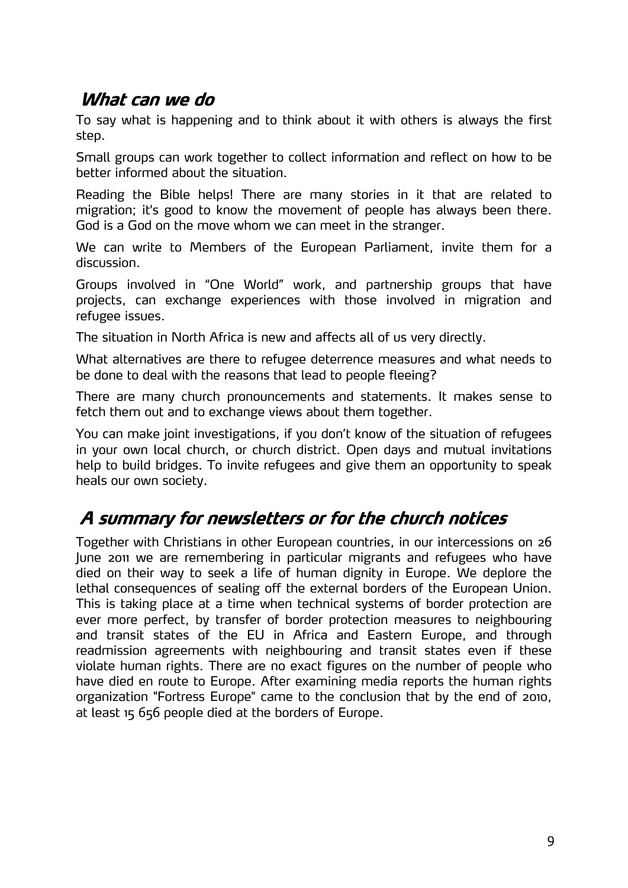## *What can we do*

To say what is happening and to think about it with others is always the first step.

Small groups can work together to collect information and reflect on how to be better informed about the situation.

Reading the Bible helps! There are many stories in it that are related to migration; it's good to know the movement of people has always been there. God is a God on the move whom we can meet in the stranger.

We can write to Members of the European Parliament, invite them for a discussion.

Groups involved in "One World" work, and partnership groups that have projects, can exchange experiences with those involved in migration and refugee issues.

The situation in North Africa is new and affects all of us very directly.

What alternatives are there to refugee deterrence measures and what needs to be done to deal with the reasons that lead to people fleeing?

There are many church pronouncements and statements. It makes sense to fetch them out and to exchange views about them together.

You can make joint investigations, if you don't know of the situation of refugees in your own local church, or church district. Open days and mutual invitations help to build bridges. To invite refugees and give them an opportunity to speak heals our own society.

## *A summary for newsletters or for the church notices*

Together with Christians in other European countries, in our intercessions on 26 June 2011 we are remembering in particular migrants and refugees who have died on their way to seek a life of human dignity in Europe. We deplore the lethal consequences of sealing off the external borders of the European Union. This is taking place at a time when technical systems of border protection are ever more perfect, by transfer of border protection measures to neighbouring and transit states of the EU in Africa and Eastern Europe, and through readmission agreements with neighbouring and transit states even if these violate human rights. There are no exact figures on the number of people who have died en route to Europe. After examining media reports the human rights organization "Fortress Europe" came to the conclusion that by the end of 2010, at least 15 656 people died at the borders of Europe.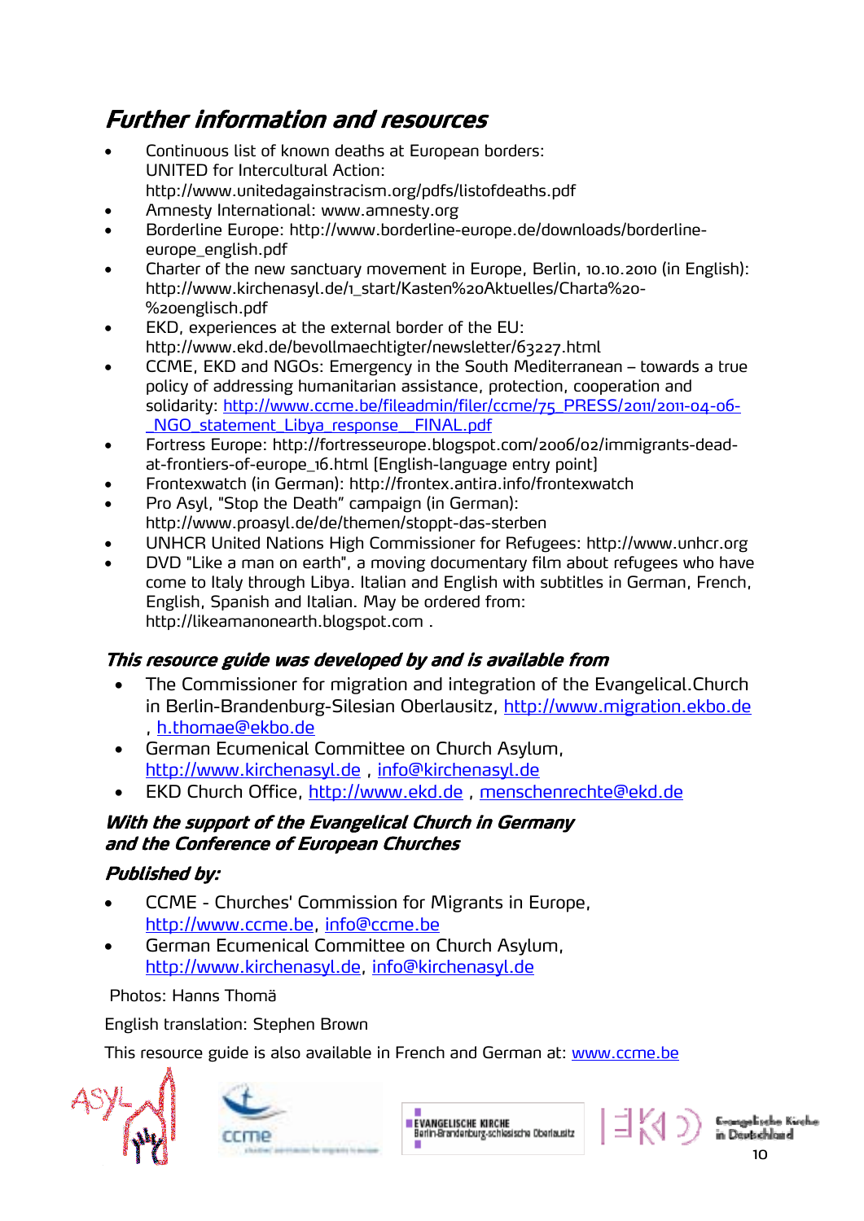## *Further information and resources*

- Continuous list of known deaths at European borders: UNITED for Intercultural Action: http://www.unitedagainstracism.org/pdfs/listofdeaths.pdf
- Amnesty International: www.amnesty.org
- Borderline Europe: http://www.borderline-europe.de/downloads/borderline-europe_english.pdf
- Charter of the new sanctuary movement in Europe, Berlin, 10.10.2010 (in English): http://www.kirchenasyl.de/1_start/Kasten%20Aktuelles/Charta%20-%20englisch.pdf
- EKD, experiences at the external border of the EU: http://www.ekd.de/bevollmaechtiger/newsletter/63227.html
- CCME, EKD and NGOs: Emergency in the South Mediterranean – towards a true policy of addressing humanitarian assistance, protection, cooperation and solidarity: http://www.ccme.be/fileadmin/filer/ccme/75_PRESS/2011/2011-04-06-_NGO_statement_Libya_response__FINAL.pdf
- Fortress Europe: http://fortresseurope.blogspot.com/2006/02/immigrants-dead-at-frontiers-of-europe_16.html [English-language entry point]
- Frontexwatch (in German): http://frontex.antira.info/frontexwatch
- Pro Asyl, "Stop the Death" campaign (in German): http://www.proasyl.de/de/themen/stoppt-das-sterben
- UNHCR United Nations High Commissioner for Refugees: http://www.unhcr.org
- DVD "Like a man on earth", a moving documentary film about refugees who have come to Italy through Libya. Italian and English with subtitles in German, French, English, Spanish and Italian. May be ordered from: http://likeamanonearth.blogspot.com .

### *This resource guide was developed by and is available from*

- The Commissioner for migration and integration of the Evangelical.Church in Berlin-Brandenburg-Silesian Oberlausitz, http://www.migration.ekbo.de , h.thomae@ekbo.de
- German Ecumenical Committee on Church Asylum, http://www.kirchenasyl.de , info@kirchenasyl.de
- EKD Church Office, http://www.ekd.de , menschenrechte@ekd.de

### *With the support of the Evangelical Church in Germany and the Conference of European Churches*

### *Published by:*

- CCME - Churches' Commission for Migrants in Europe, http://www.ccme.be, info@ccme.be
- German Ecumenical Committee on Church Asylum, http://www.kirchenasyl.de, info@kirchenasyl.de

Photos: Hanns Thomä

English translation: Stephen Brown

This resource guide is also available in French and German at: www.ccme.be

ASYL

ccme

EVANGELISCHE KIRCHE Berlin-Brandenburg-schlesische Oberlausitz

EKD Evangelische Kirche in Deutschland